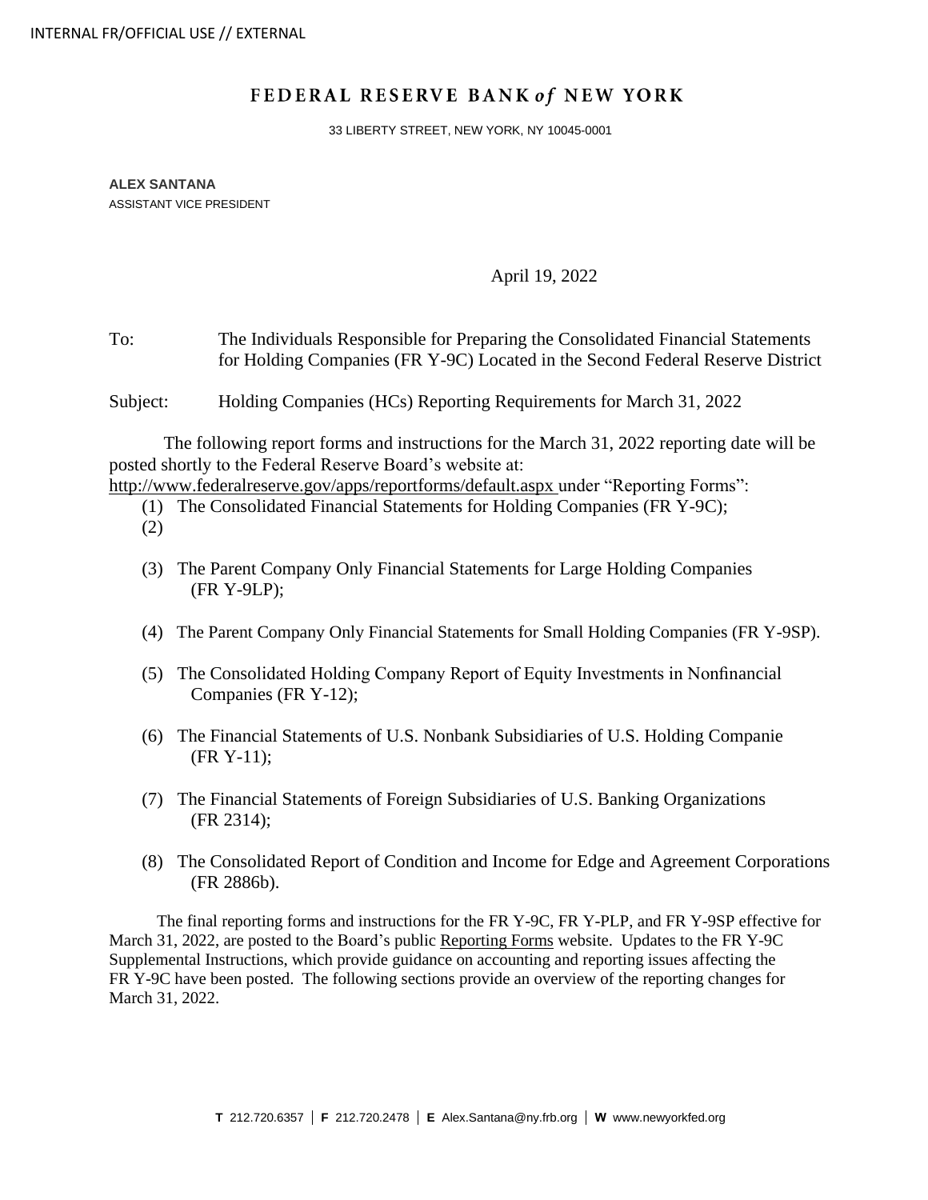INTERNAL FR/OFFICIAL USE // EXTERNAL

# FEDERAL RESERVE BANK *of* NEW YORK

33 LIBERTY STREET, NEW YORK, NY 10045-0001

**ALEX SANTANA**
ASSISTANT VICE PRESIDENT

April 19, 2022

To: The Individuals Responsible for Preparing the Consolidated Financial Statements for Holding Companies (FR Y-9C) Located in the Second Federal Reserve District

Subject: Holding Companies (HCs) Reporting Requirements for March 31, 2022

The following report forms and instructions for the March 31, 2022 reporting date will be posted shortly to the Federal Reserve Board's website at: http://www.federalreserve.gov/apps/reportforms/default.aspx under "Reporting Forms":

(1) The Consolidated Financial Statements for Holding Companies (FR Y-9C);

(2)

(3) The Parent Company Only Financial Statements for Large Holding Companies (FR Y-9LP);

(4) The Parent Company Only Financial Statements for Small Holding Companies (FR Y-9SP).

(5) The Consolidated Holding Company Report of Equity Investments in Nonfinancial Companies (FR Y-12);

(6) The Financial Statements of U.S. Nonbank Subsidiaries of U.S. Holding Companie (FR Y-11);

(7) The Financial Statements of Foreign Subsidiaries of U.S. Banking Organizations (FR 2314);

(8) The Consolidated Report of Condition and Income for Edge and Agreement Corporations (FR 2886b).

The final reporting forms and instructions for the FR Y-9C, FR Y-PLP, and FR Y-9SP effective for March 31, 2022, are posted to the Board's public Reporting Forms website. Updates to the FR Y-9C Supplemental Instructions, which provide guidance on accounting and reporting issues affecting the FR Y-9C have been posted. The following sections provide an overview of the reporting changes for March 31, 2022.

**T** 212.720.6357 | **F** 212.720.2478 | **E** Alex.Santana@ny.frb.org | **W** www.newyorkfed.org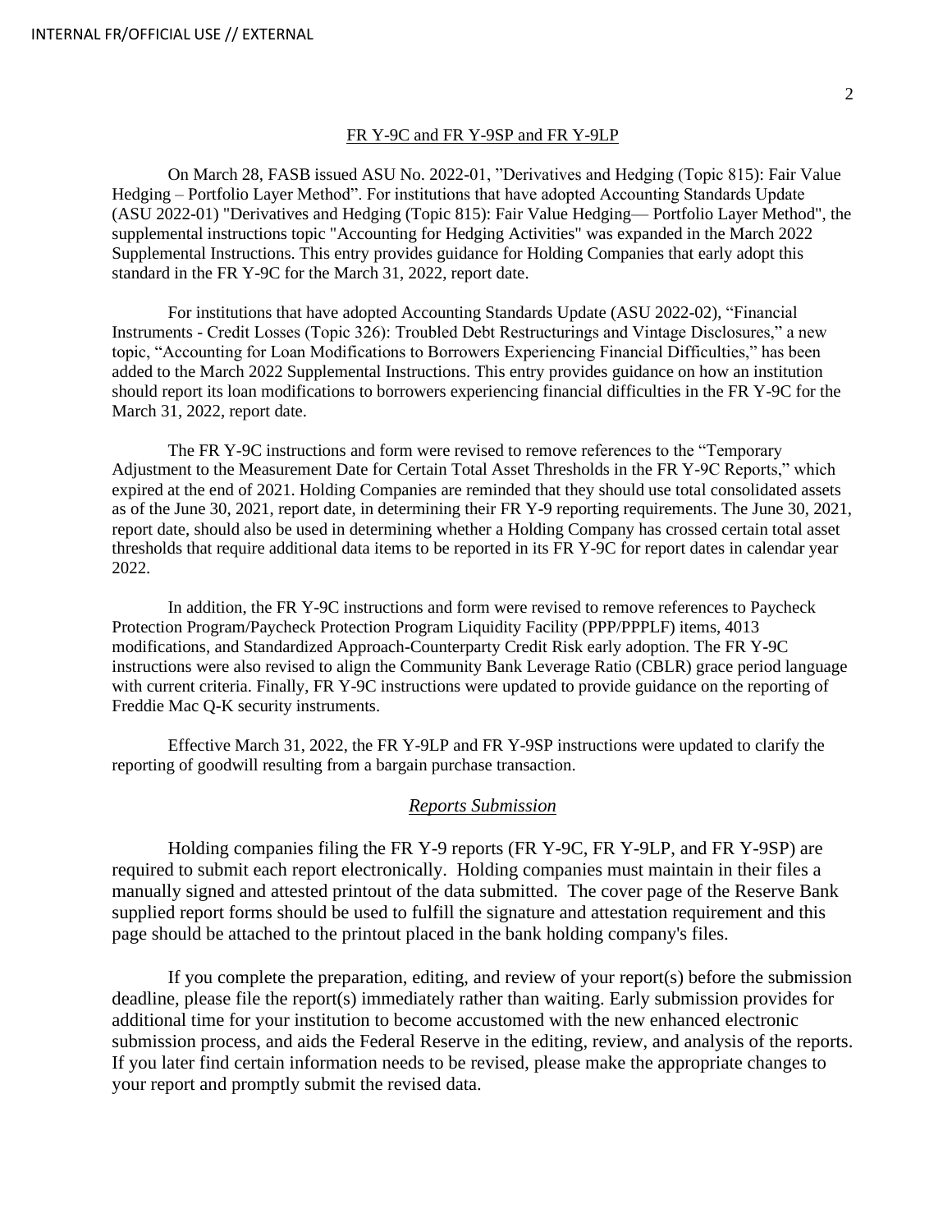## FR Y-9C and FR Y-9SP and FR Y-9LP

On March 28, FASB issued ASU No. 2022-01, "Derivatives and Hedging (Topic 815): Fair Value Hedging – Portfolio Layer Method". For institutions that have adopted Accounting Standards Update (ASU 2022-01) "Derivatives and Hedging (Topic 815): Fair Value Hedging— Portfolio Layer Method", the supplemental instructions topic "Accounting for Hedging Activities" was expanded in the March 2022 Supplemental Instructions. This entry provides guidance for Holding Companies that early adopt this standard in the FR Y-9C for the March 31, 2022, report date.

For institutions that have adopted Accounting Standards Update (ASU 2022-02), "Financial Instruments - Credit Losses (Topic 326): Troubled Debt Restructurings and Vintage Disclosures," a new topic, "Accounting for Loan Modifications to Borrowers Experiencing Financial Difficulties," has been added to the March 2022 Supplemental Instructions. This entry provides guidance on how an institution should report its loan modifications to borrowers experiencing financial difficulties in the FR Y-9C for the March 31, 2022, report date.

The FR Y-9C instructions and form were revised to remove references to the "Temporary Adjustment to the Measurement Date for Certain Total Asset Thresholds in the FR Y-9C Reports," which expired at the end of 2021. Holding Companies are reminded that they should use total consolidated assets as of the June 30, 2021, report date, in determining their FR Y-9 reporting requirements. The June 30, 2021, report date, should also be used in determining whether a Holding Company has crossed certain total asset thresholds that require additional data items to be reported in its FR Y-9C for report dates in calendar year 2022.

In addition, the FR Y-9C instructions and form were revised to remove references to Paycheck Protection Program/Paycheck Protection Program Liquidity Facility (PPP/PPPLF) items, 4013 modifications, and Standardized Approach-Counterparty Credit Risk early adoption. The FR Y-9C instructions were also revised to align the Community Bank Leverage Ratio (CBLR) grace period language with current criteria. Finally, FR Y-9C instructions were updated to provide guidance on the reporting of Freddie Mac Q-K security instruments.

Effective March 31, 2022, the FR Y-9LP and FR Y-9SP instructions were updated to clarify the reporting of goodwill resulting from a bargain purchase transaction.

### *Reports Submission*

Holding companies filing the FR Y-9 reports (FR Y-9C, FR Y-9LP, and FR Y-9SP) are required to submit each report electronically. Holding companies must maintain in their files a manually signed and attested printout of the data submitted. The cover page of the Reserve Bank supplied report forms should be used to fulfill the signature and attestation requirement and this page should be attached to the printout placed in the bank holding company's files.

If you complete the preparation, editing, and review of your report(s) before the submission deadline, please file the report(s) immediately rather than waiting. Early submission provides for additional time for your institution to become accustomed with the new enhanced electronic submission process, and aids the Federal Reserve in the editing, review, and analysis of the reports. If you later find certain information needs to be revised, please make the appropriate changes to your report and promptly submit the revised data.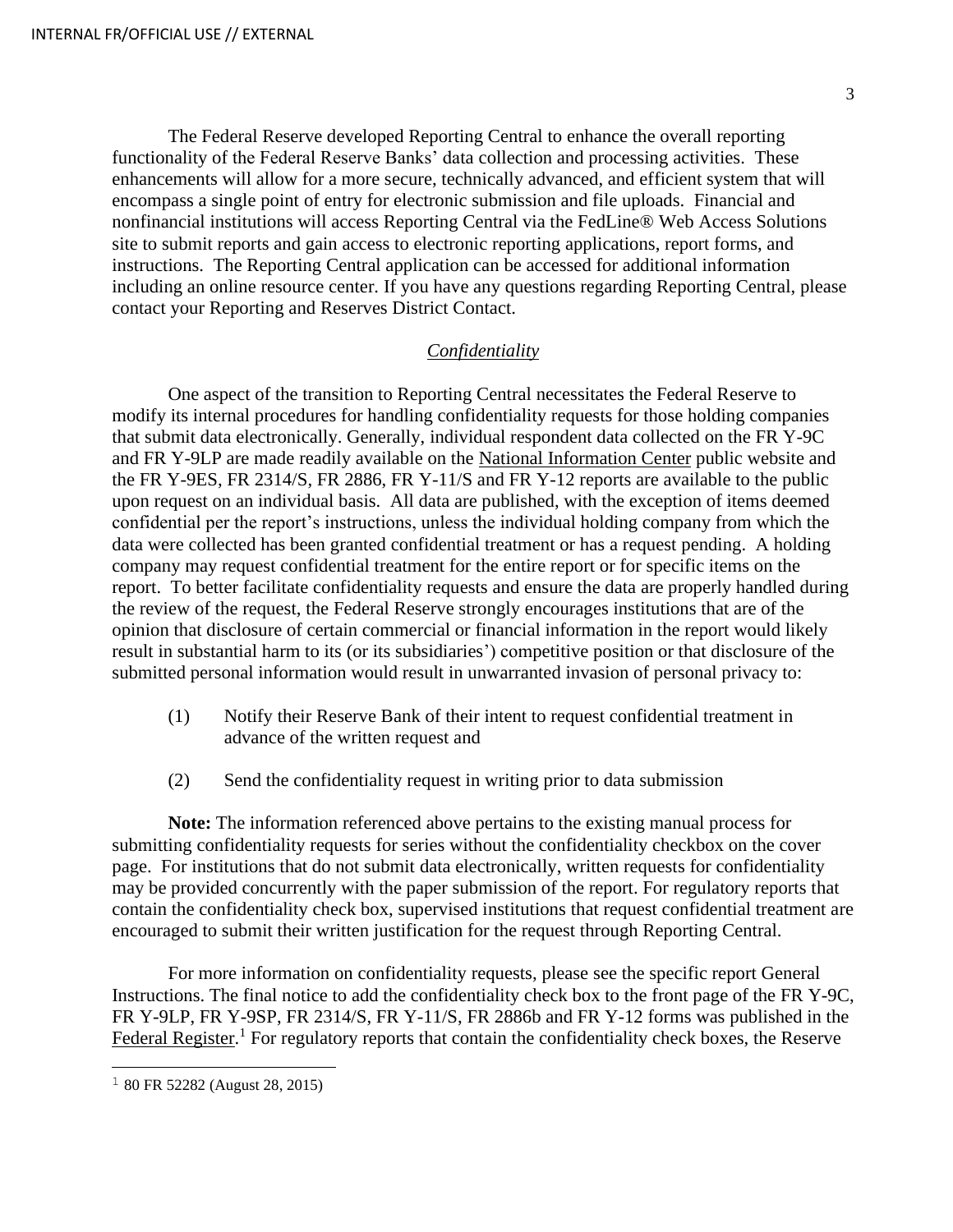The Federal Reserve developed Reporting Central to enhance the overall reporting functionality of the Federal Reserve Banks' data collection and processing activities. These enhancements will allow for a more secure, technically advanced, and efficient system that will encompass a single point of entry for electronic submission and file uploads. Financial and nonfinancial institutions will access Reporting Central via the FedLine® Web Access Solutions site to submit reports and gain access to electronic reporting applications, report forms, and instructions. The Reporting Central application can be accessed for additional information including an online resource center. If you have any questions regarding Reporting Central, please contact your Reporting and Reserves District Contact.

## *Confidentiality*

One aspect of the transition to Reporting Central necessitates the Federal Reserve to modify its internal procedures for handling confidentiality requests for those holding companies that submit data electronically. Generally, individual respondent data collected on the FR Y-9C and FR Y-9LP are made readily available on the National Information Center public website and the FR Y-9ES, FR 2314/S, FR 2886, FR Y-11/S and FR Y-12 reports are available to the public upon request on an individual basis. All data are published, with the exception of items deemed confidential per the report's instructions, unless the individual holding company from which the data were collected has been granted confidential treatment or has a request pending. A holding company may request confidential treatment for the entire report or for specific items on the report. To better facilitate confidentiality requests and ensure the data are properly handled during the review of the request, the Federal Reserve strongly encourages institutions that are of the opinion that disclosure of certain commercial or financial information in the report would likely result in substantial harm to its (or its subsidiaries') competitive position or that disclosure of the submitted personal information would result in unwarranted invasion of personal privacy to:

(1) Notify their Reserve Bank of their intent to request confidential treatment in advance of the written request and

(2) Send the confidentiality request in writing prior to data submission

**Note:** The information referenced above pertains to the existing manual process for submitting confidentiality requests for series without the confidentiality checkbox on the cover page. For institutions that do not submit data electronically, written requests for confidentiality may be provided concurrently with the paper submission of the report. For regulatory reports that contain the confidentiality check box, supervised institutions that request confidential treatment are encouraged to submit their written justification for the request through Reporting Central.

For more information on confidentiality requests, please see the specific report General Instructions. The final notice to add the confidentiality check box to the front page of the FR Y-9C, FR Y-9LP, FR Y-9SP, FR 2314/S, FR Y-11/S, FR 2886b and FR Y-12 forms was published in the Federal Register.[1] For regulatory reports that contain the confidentiality check boxes, the Reserve

[1] 80 FR 52282 (August 28, 2015)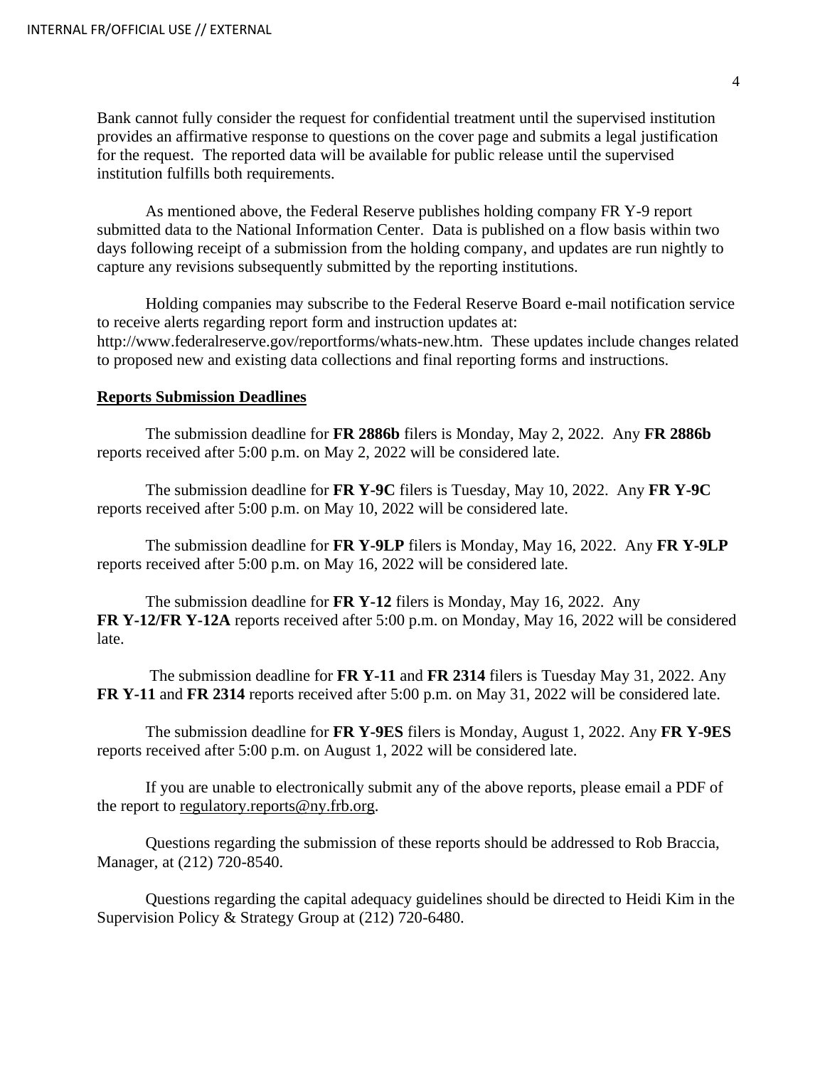Bank cannot fully consider the request for confidential treatment until the supervised institution provides an affirmative response to questions on the cover page and submits a legal justification for the request. The reported data will be available for public release until the supervised institution fulfills both requirements.

As mentioned above, the Federal Reserve publishes holding company FR Y-9 report submitted data to the National Information Center. Data is published on a flow basis within two days following receipt of a submission from the holding company, and updates are run nightly to capture any revisions subsequently submitted by the reporting institutions.

Holding companies may subscribe to the Federal Reserve Board e-mail notification service to receive alerts regarding report form and instruction updates at: http://www.federalreserve.gov/reportforms/whats-new.htm. These updates include changes related to proposed new and existing data collections and final reporting forms and instructions.

**Reports Submission Deadlines**

The submission deadline for **FR 2886b** filers is Monday, May 2, 2022. Any **FR 2886b** reports received after 5:00 p.m. on May 2, 2022 will be considered late.

The submission deadline for **FR Y-9C** filers is Tuesday, May 10, 2022. Any **FR Y-9C** reports received after 5:00 p.m. on May 10, 2022 will be considered late.

The submission deadline for **FR Y-9LP** filers is Monday, May 16, 2022. Any **FR Y-9LP** reports received after 5:00 p.m. on May 16, 2022 will be considered late.

The submission deadline for **FR Y-12** filers is Monday, May 16, 2022. Any **FR Y-12/FR Y-12A** reports received after 5:00 p.m. on Monday, May 16, 2022 will be considered late.

The submission deadline for **FR Y-11** and **FR 2314** filers is Tuesday May 31, 2022. Any **FR Y-11** and **FR 2314** reports received after 5:00 p.m. on May 31, 2022 will be considered late.

The submission deadline for **FR Y-9ES** filers is Monday, August 1, 2022. Any **FR Y-9ES** reports received after 5:00 p.m. on August 1, 2022 will be considered late.

If you are unable to electronically submit any of the above reports, please email a PDF of the report to regulatory.reports@ny.frb.org.

Questions regarding the submission of these reports should be addressed to Rob Braccia, Manager, at (212) 720-8540.

Questions regarding the capital adequacy guidelines should be directed to Heidi Kim in the Supervision Policy & Strategy Group at (212) 720-6480.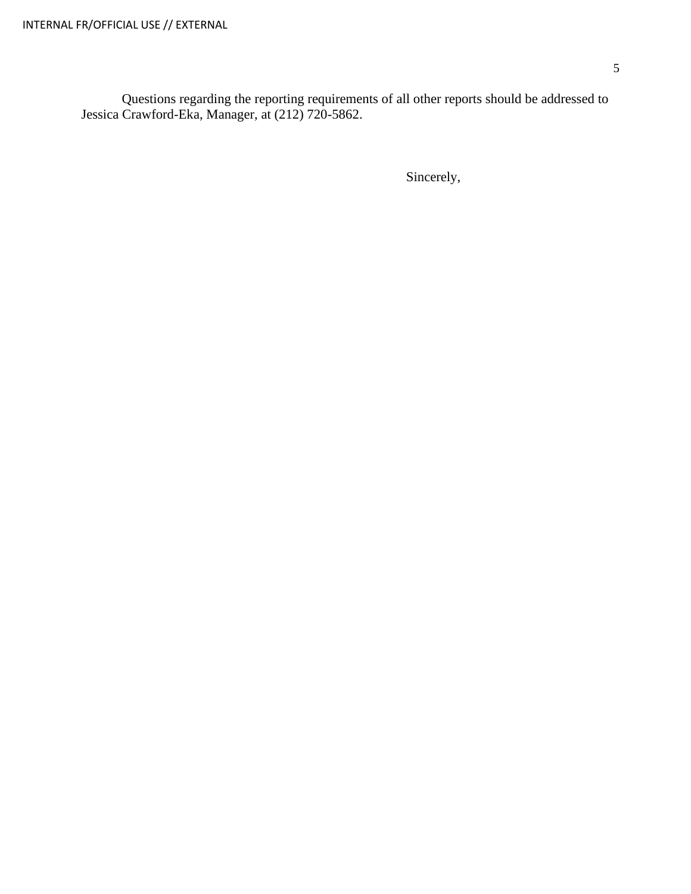Questions regarding the reporting requirements of all other reports should be addressed to Jessica Crawford-Eka, Manager, at (212) 720-5862.

Sincerely,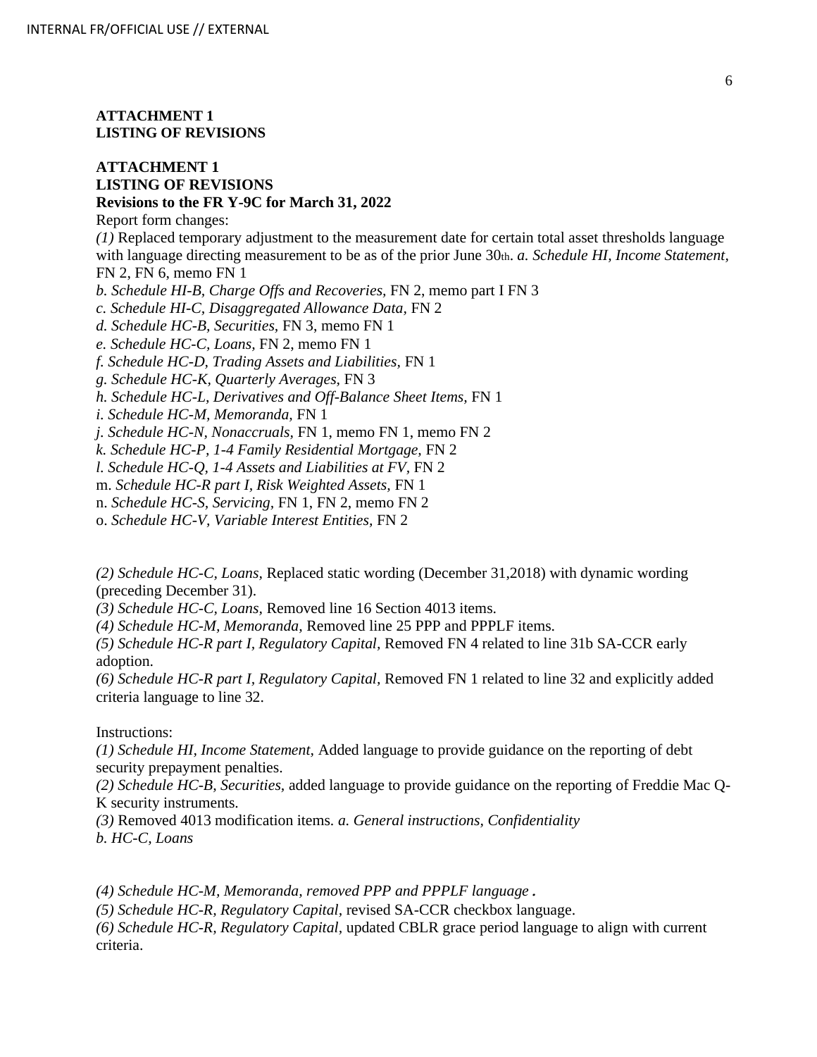**ATTACHMENT 1**
**LISTING OF REVISIONS**

**ATTACHMENT 1**
**LISTING OF REVISIONS**
**Revisions to the FR Y-9C for March 31, 2022**

Report form changes:

*(1)* Replaced temporary adjustment to the measurement date for certain total asset thresholds language with language directing measurement to be as of the prior June 30th. *a. Schedule HI, Income Statement,* FN 2, FN 6, memo FN 1

*b. Schedule HI-B, Charge Offs and Recoveries,* FN 2, memo part I FN 3

*c. Schedule HI-C, Disaggregated Allowance Data,* FN 2

*d. Schedule HC-B, Securities,* FN 3, memo FN 1

*e. Schedule HC-C, Loans,* FN 2, memo FN 1

*f. Schedule HC-D, Trading Assets and Liabilities,* FN 1

*g. Schedule HC-K, Quarterly Averages,* FN 3

*h. Schedule HC-L, Derivatives and Off-Balance Sheet Items,* FN 1

*i. Schedule HC-M, Memoranda,* FN 1

*j. Schedule HC-N, Nonaccruals,* FN 1, memo FN 1, memo FN 2

*k. Schedule HC-P, 1-4 Family Residential Mortgage,* FN 2

*l. Schedule HC-Q, 1-4 Assets and Liabilities at FV,* FN 2

m. *Schedule HC-R part I, Risk Weighted Assets,* FN 1

n. *Schedule HC-S, Servicing,* FN 1, FN 2, memo FN 2

o. *Schedule HC-V, Variable Interest Entities,* FN 2

*(2) Schedule HC-C, Loans,* Replaced static wording (December 31,2018) with dynamic wording (preceding December 31).

*(3) Schedule HC-C, Loans,* Removed line 16 Section 4013 items.

*(4) Schedule HC-M, Memoranda,* Removed line 25 PPP and PPPLF items.

*(5) Schedule HC-R part I, Regulatory Capital,* Removed FN 4 related to line 31b SA-CCR early adoption.

*(6) Schedule HC-R part I, Regulatory Capital,* Removed FN 1 related to line 32 and explicitly added criteria language to line 32.

Instructions:

*(1) Schedule HI, Income Statement,* Added language to provide guidance on the reporting of debt security prepayment penalties.

*(2) Schedule HC-B, Securities,* added language to provide guidance on the reporting of Freddie Mac Q-K security instruments.

*(3)* Removed 4013 modification items. *a. General instructions, Confidentiality*

*b. HC-C, Loans*

*(4) Schedule HC-M, Memoranda, removed PPP and PPPLF language .*

*(5) Schedule HC-R, Regulatory Capital,* revised SA-CCR checkbox language.

*(6) Schedule HC-R, Regulatory Capital,* updated CBLR grace period language to align with current criteria.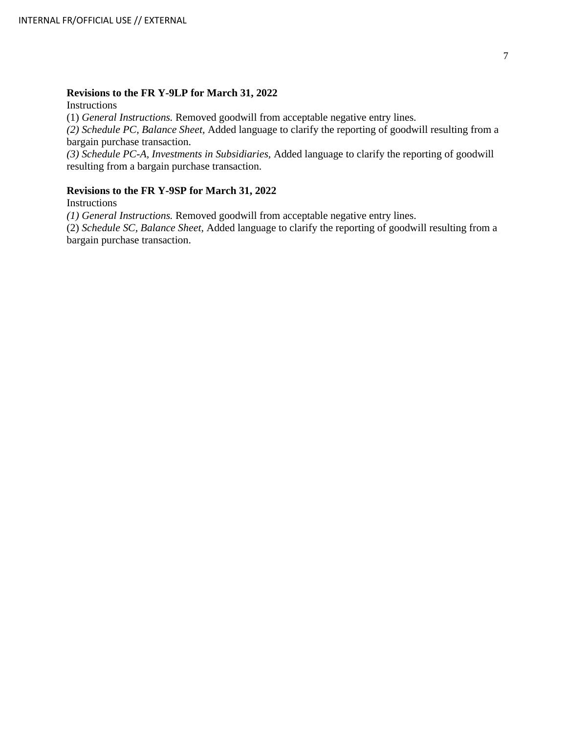**Revisions to the FR Y-9LP for March 31, 2022**

Instructions

(1) *General Instructions.* Removed goodwill from acceptable negative entry lines.

*(2) Schedule PC, Balance Sheet,* Added language to clarify the reporting of goodwill resulting from a bargain purchase transaction.

*(3) Schedule PC-A, Investments in Subsidiaries,* Added language to clarify the reporting of goodwill resulting from a bargain purchase transaction.

**Revisions to the FR Y-9SP for March 31, 2022**

Instructions

*(1) General Instructions.* Removed goodwill from acceptable negative entry lines.

(2) *Schedule SC, Balance Sheet,* Added language to clarify the reporting of goodwill resulting from a bargain purchase transaction.